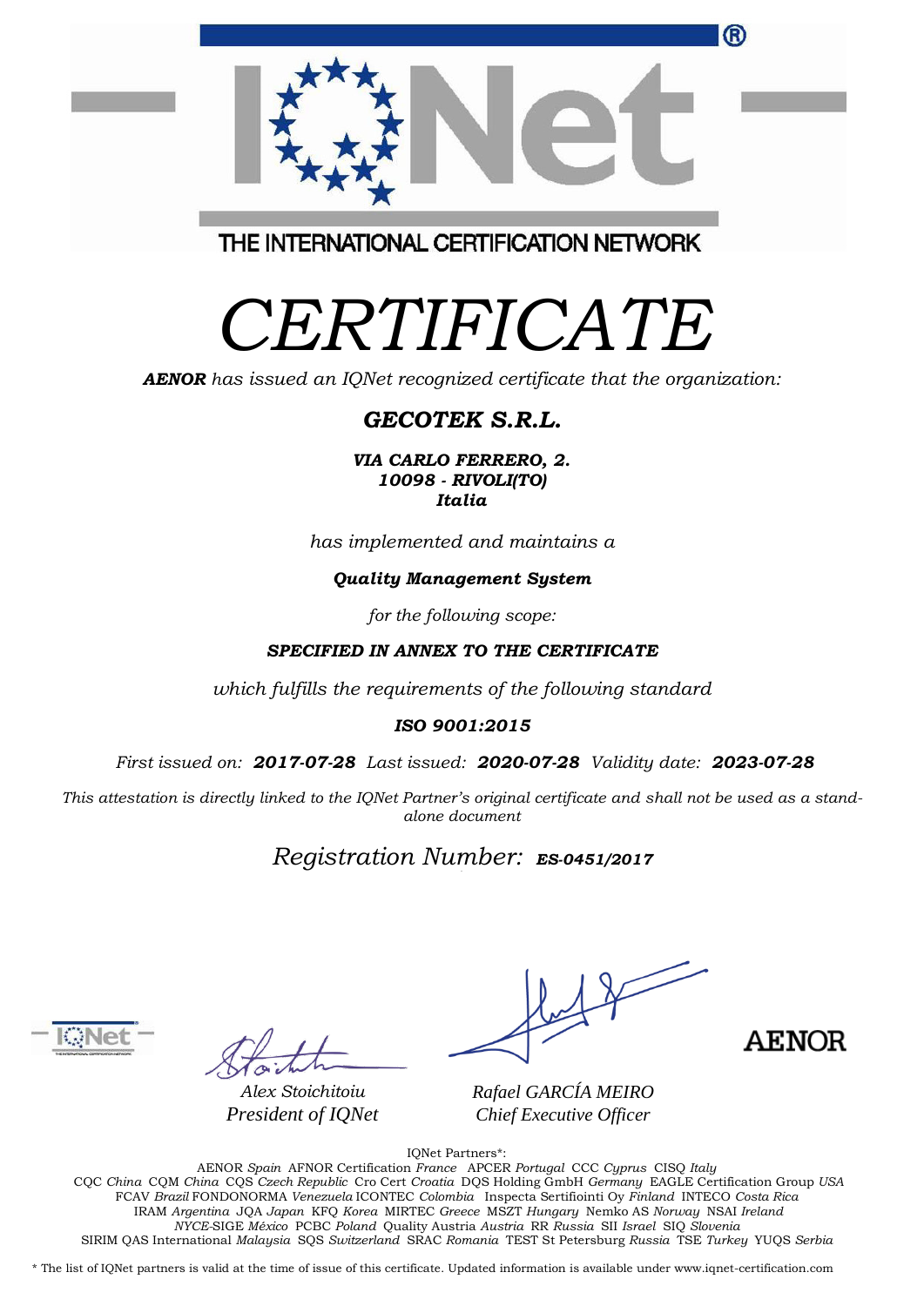THE INTERNATIONAL CERTIFICATION NETWORK

# *CERTIFICATE*

***AENOR*** *has issued an IQNet recognized certificate that the organization:*

## ***GECOTEK S.R.L.***

***VIA CARLO FERRERO, 2.***
***10098 - RIVOLI(TO)***
***Italia***

*has implemented and maintains a*

***Quality Management System***

*for the following scope:*

***SPECIFIED IN ANNEX TO THE CERTIFICATE***

*which fulfills the requirements of the following standard*

***ISO 9001:2015***

*First issued on:* ***2017-07-28*** *Last issued:* ***2020-07-28*** *Validity date:* ***2023-07-28***

*This attestation is directly linked to the IQNet Partner's original certificate and shall not be used as a stand-alone document*

*Registration Number:* ***ES-0451/2017***

*Alex Stoichitoiu*
*President of IQNet*

*Rafael GARCÍA MEIRO*
*Chief Executive Officer*

AENOR

IQNet Partners*:
AENOR *Spain* AFNOR Certification *France* APCER *Portugal* CCC *Cyprus* CISQ *Italy*
CQC *China* CQM *China* CQS *Czech Republic* Cro Cert *Croatia* DQS Holding GmbH *Germany* EAGLE Certification Group *USA*
FCAV *Brazil* FONDONORMA *Venezuela* ICONTEC *Colombia* Inspecta Sertifiointi Oy *Finland* INTECO *Costa Rica*
IRAM *Argentina* JQA *Japan* KFQ *Korea* MIRTEC *Greece* MSZT *Hungary* Nemko AS *Norway* NSAI *Ireland*
*NYCE*-SIGE *México* PCBC *Poland* Quality Austria *Austria* RR *Russia* SII *Israel* SIQ *Slovenia*
SIRIM QAS International *Malaysia* SQS *Switzerland* SRAC *Romania* TEST St Petersburg *Russia* TSE *Turkey* YUQS *Serbia*

* The list of IQNet partners is valid at the time of issue of this certificate. Updated information is available under www.iqnet-certification.com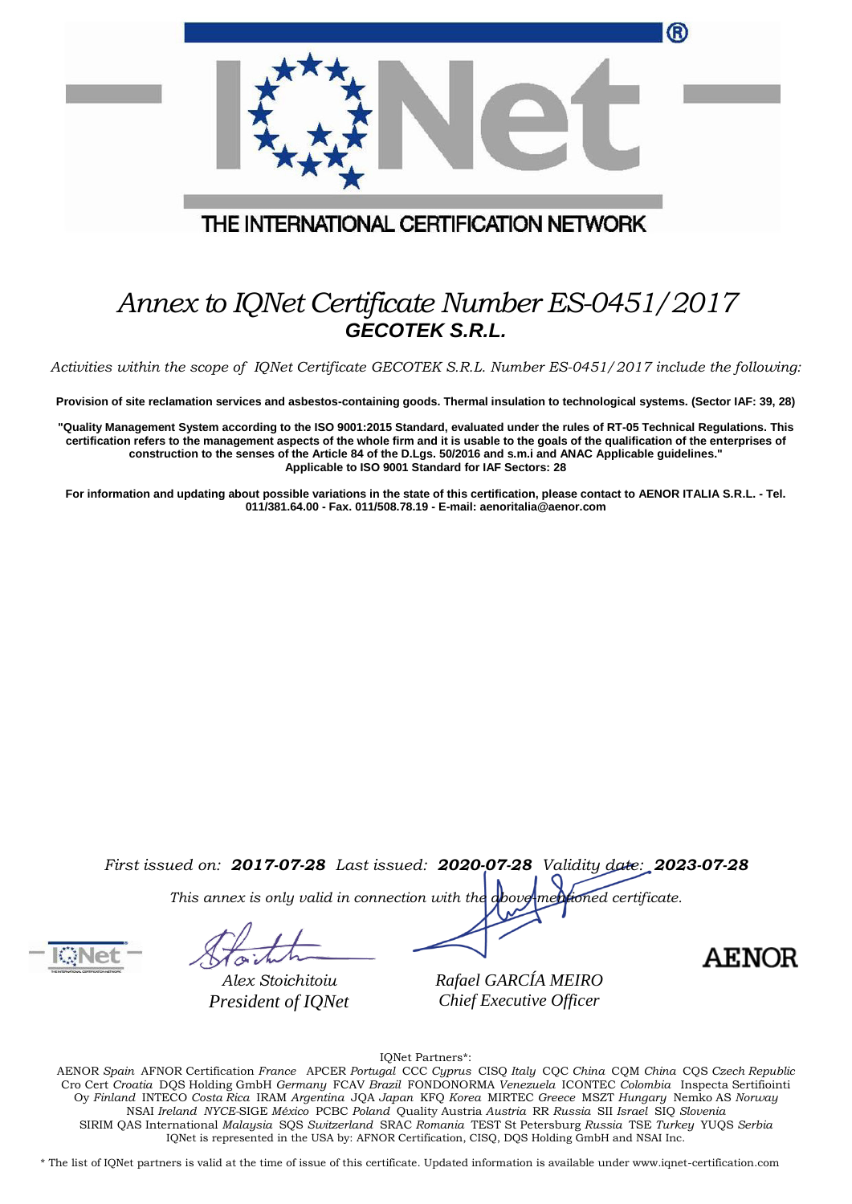THE INTERNATIONAL CERTIFICATION NETWORK

# *Annex to IQNet Certificate Number ES-0451/2017*

## ***GECOTEK S.R.L.***

*Activities within the scope of IQNet Certificate GECOTEK S.R.L. Number ES-0451/2017 include the following:*

**Provision of site reclamation services and asbestos-containing goods. Thermal insulation to technological systems. (Sector IAF: 39, 28)**

**"Quality Management System according to the ISO 9001:2015 Standard, evaluated under the rules of RT-05 Technical Regulations. This certification refers to the management aspects of the whole firm and it is usable to the goals of the qualification of the enterprises of construction to the senses of the Article 84 of the D.Lgs. 50/2016 and s.m.i and ANAC Applicable guidelines." Applicable to ISO 9001 Standard for IAF Sectors: 28**

**For information and updating about possible variations in the state of this certification, please contact to AENOR ITALIA S.R.L. - Tel. 011/381.64.00 - Fax. 011/508.78.19 - E-mail: aenoritalia@aenor.com**

*First issued on:* ***2017-07-28*** *Last issued:* ***2020-07-28*** *Validity date:* ***2023-07-28***

*This annex is only valid in connection with the above-mentioned certificate.*

*Alex Stoichitoiu*
*President of IQNet*

*Rafael GARCÍA MEIRO*
*Chief Executive Officer*

AENOR

IQNet Partners*:

AENOR *Spain* AFNOR Certification *France* APCER *Portugal* CCC *Cyprus* CISQ *Italy* CQC *China* CQM *China* CQS *Czech Republic* Cro Cert *Croatia* DQS Holding GmbH *Germany* FCAV *Brazil* FONDONORMA *Venezuela* ICONTEC *Colombia* Inspecta Sertifiointi Oy *Finland* INTECO *Costa Rica* IRAM *Argentina* JQA *Japan* KFQ *Korea* MIRTEC *Greece* MSZT *Hungary* Nemko AS *Norway* NSAI *Ireland* *NYCE*-SIGE *México* PCBC *Poland* Quality Austria *Austria* RR *Russia* SII *Israel* SIQ *Slovenia* SIRIM QAS International *Malaysia* SQS *Switzerland* SRAC *Romania* TEST St Petersburg *Russia* TSE *Turkey* YUQS *Serbia*
IQNet is represented in the USA by: AFNOR Certification, CISQ, DQS Holding GmbH and NSAI Inc.

\* The list of IQNet partners is valid at the time of issue of this certificate. Updated information is available under www.iqnet-certification.com